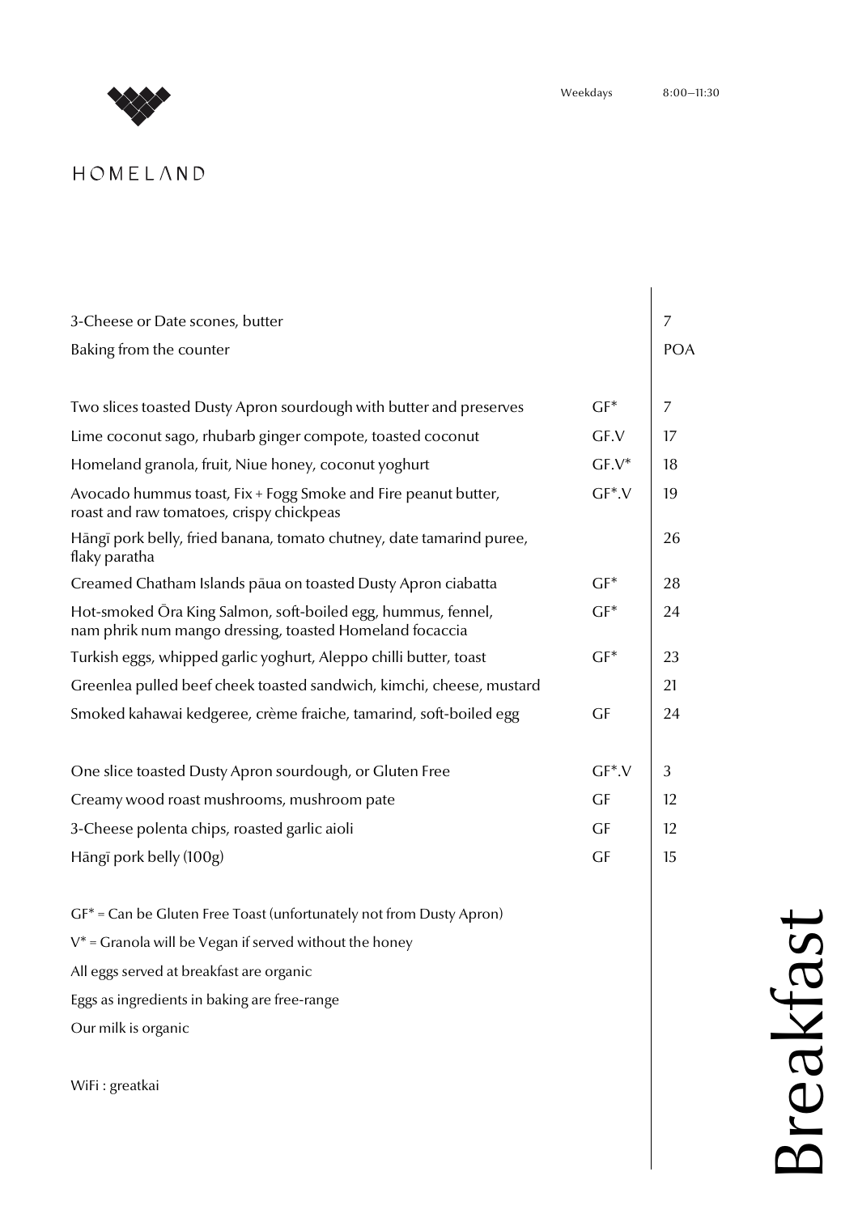# HOMELAND

Weekdays 8:00–11:30

## Breakfast

| Item | Dietary | Price |
|---|---|---|
| 3-Cheese or Date scones, butter | | 7 |
| Baking from the counter | | POA |
| Two slices toasted Dusty Apron sourdough with butter and preserves | GF* | 7 |
| Lime coconut sago, rhubarb ginger compote, toasted coconut | GF.V | 17 |
| Homeland granola, fruit, Niue honey, coconut yoghurt | GF.V* | 18 |
| Avocado hummus toast, Fix + Fogg Smoke and Fire peanut butter, roast and raw tomatoes, crispy chickpeas | GF*.V | 19 |
| Hāngī pork belly, fried banana, tomato chutney, date tamarind puree, flaky paratha | | 26 |
| Creamed Chatham Islands pāua on toasted Dusty Apron ciabatta | GF* | 28 |
| Hot-smoked Ōra King Salmon, soft-boiled egg, hummus, fennel, nam phrik num mango dressing, toasted Homeland focaccia | GF* | 24 |
| Turkish eggs, whipped garlic yoghurt, Aleppo chilli butter, toast | GF* | 23 |
| Greenlea pulled beef cheek toasted sandwich, kimchi, cheese, mustard | | 21 |
| Smoked kahawai kedgeree, crème fraiche, tamarind, soft-boiled egg | GF | 24 |
| One slice toasted Dusty Apron sourdough, or Gluten Free | GF*.V | 3 |
| Creamy wood roast mushrooms, mushroom pate | GF | 12 |
| 3-Cheese polenta chips, roasted garlic aioli | GF | 12 |
| Hāngī pork belly (100g) | GF | 15 |

GF* = Can be Gluten Free Toast (unfortunately not from Dusty Apron)

V* = Granola will be Vegan if served without the honey

All eggs served at breakfast are organic

Eggs as ingredients in baking are free-range

Our milk is organic

WiFi : greatkai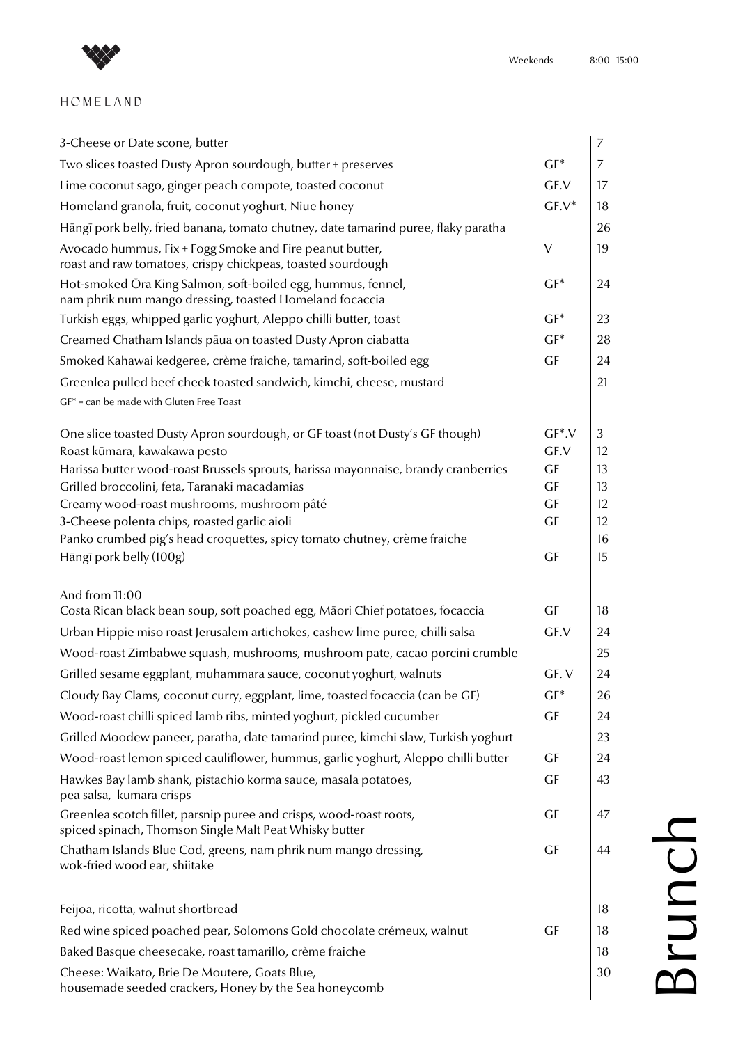HOMELAND

Weekends 8:00–15:00

# Brunch

| Item | | Price |
|---|---|---|
| 3-Cheese or Date scone, butter | | 7 |
| Two slices toasted Dusty Apron sourdough, butter + preserves | GF* | 7 |
| Lime coconut sago, ginger peach compote, toasted coconut | GF.V | 17 |
| Homeland granola, fruit, coconut yoghurt, Niue honey | GF.V* | 18 |
| Hāngī pork belly, fried banana, tomato chutney, date tamarind puree, flaky paratha | | 26 |
| Avocado hummus, Fix + Fogg Smoke and Fire peanut butter, roast and raw tomatoes, crispy chickpeas, toasted sourdough | V | 19 |
| Hot-smoked Ōra King Salmon, soft-boiled egg, hummus, fennel, nam phrik num mango dressing, toasted Homeland focaccia | GF* | 24 |
| Turkish eggs, whipped garlic yoghurt, Aleppo chilli butter, toast | GF* | 23 |
| Creamed Chatham Islands pāua on toasted Dusty Apron ciabatta | GF* | 28 |
| Smoked Kahawai kedgeree, crème fraiche, tamarind, soft-boiled egg | GF | 24 |
| Greenlea pulled beef cheek toasted sandwich, kimchi, cheese, mustard | | 21 |

GF* = can be made with Gluten Free Toast

| Item | | Price |
|---|---|---|
| One slice toasted Dusty Apron sourdough, or GF toast (not Dusty's GF though) | GF*.V | 3 |
| Roast kūmara, kawakawa pesto | GF.V | 12 |
| Harissa butter wood-roast Brussels sprouts, harissa mayonnaise, brandy cranberries | GF | 13 |
| Grilled broccolini, feta, Taranaki macadamias | GF | 13 |
| Creamy wood-roast mushrooms, mushroom pâté | GF | 12 |
| 3-Cheese polenta chips, roasted garlic aioli | GF | 12 |
| Panko crumbed pig's head croquettes, spicy tomato chutney, crème fraiche | | 16 |
| Hāngī pork belly (100g) | GF | 15 |

And from 11:00

| Item | | Price |
|---|---|---|
| Costa Rican black bean soup, soft poached egg, Māori Chief potatoes, focaccia | GF | 18 |
| Urban Hippie miso roast Jerusalem artichokes, cashew lime puree, chilli salsa | GF.V | 24 |
| Wood-roast Zimbabwe squash, mushrooms, mushroom pate, cacao porcini crumble | | 25 |
| Grilled sesame eggplant, muhammara sauce, coconut yoghurt, walnuts | GF. V | 24 |
| Cloudy Bay Clams, coconut curry, eggplant, lime, toasted focaccia (can be GF) | GF* | 26 |
| Wood-roast chilli spiced lamb ribs, minted yoghurt, pickled cucumber | GF | 24 |
| Grilled Moodew paneer, paratha, date tamarind puree, kimchi slaw, Turkish yoghurt | | 23 |
| Wood-roast lemon spiced cauliflower, hummus, garlic yoghurt, Aleppo chilli butter | GF | 24 |
| Hawkes Bay lamb shank, pistachio korma sauce, masala potatoes, pea salsa, kumara crisps | GF | 43 |
| Greenlea scotch fillet, parsnip puree and crisps, wood-roast roots, spiced spinach, Thomson Single Malt Peat Whisky butter | GF | 47 |
| Chatham Islands Blue Cod, greens, nam phrik num mango dressing, wok-fried wood ear, shiitake | GF | 44 |

| Item | | Price |
|---|---|---|
| Feijoa, ricotta, walnut shortbread | | 18 |
| Red wine spiced poached pear, Solomons Gold chocolate crémeux, walnut | GF | 18 |
| Baked Basque cheesecake, roast tamarillo, crème fraiche | | 18 |
| Cheese: Waikato, Brie De Moutere, Goats Blue, housemade seeded crackers, Honey by the Sea honeycomb | | 30 |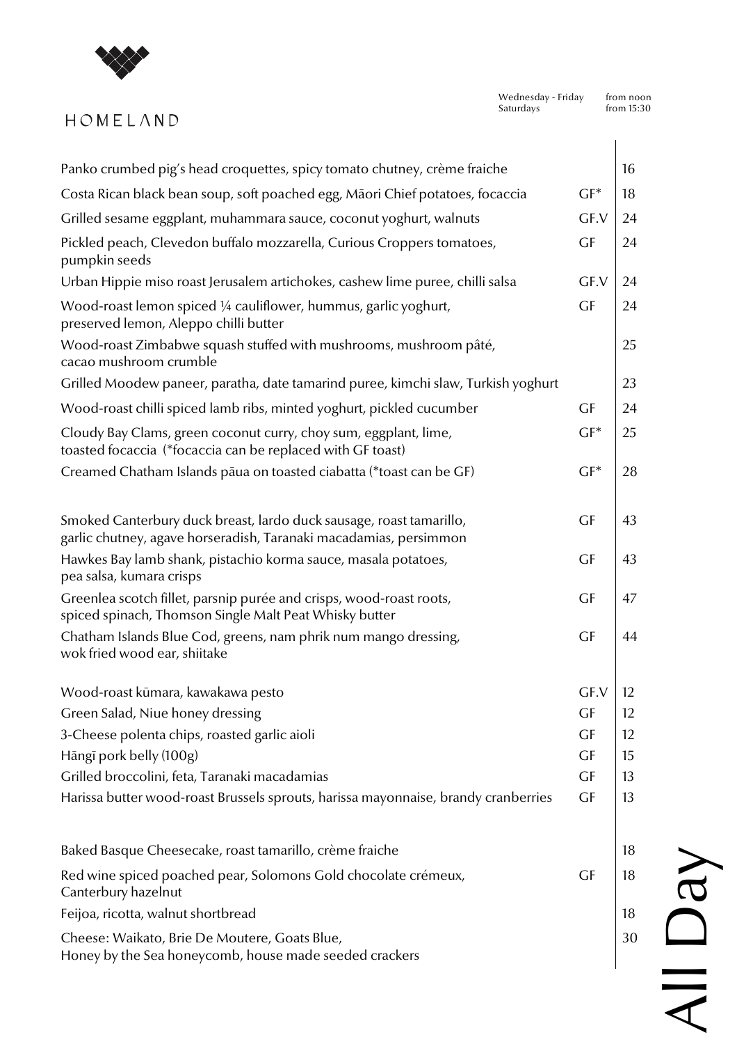# HOMELAND

Wednesday - Friday from noon
Saturdays from 15:30

## All Day

| Dish | | Price |
|---|---|---|
| Panko crumbed pig's head croquettes, spicy tomato chutney, crème fraiche | | 16 |
| Costa Rican black bean soup, soft poached egg, Māori Chief potatoes, focaccia | GF* | 18 |
| Grilled sesame eggplant, muhammara sauce, coconut yoghurt, walnuts | GF.V | 24 |
| Pickled peach, Clevedon buffalo mozzarella, Curious Croppers tomatoes, pumpkin seeds | GF | 24 |
| Urban Hippie miso roast Jerusalem artichokes, cashew lime puree, chilli salsa | GF.V | 24 |
| Wood-roast lemon spiced ¼ cauliflower, hummus, garlic yoghurt, preserved lemon, Aleppo chilli butter | GF | 24 |
| Wood-roast Zimbabwe squash stuffed with mushrooms, mushroom pâté, cacao mushroom crumble | | 25 |
| Grilled Moodew paneer, paratha, date tamarind puree, kimchi slaw, Turkish yoghurt | | 23 |
| Wood-roast chilli spiced lamb ribs, minted yoghurt, pickled cucumber | GF | 24 |
| Cloudy Bay Clams, green coconut curry, choy sum, eggplant, lime, toasted focaccia (*focaccia can be replaced with GF toast) | GF* | 25 |
| Creamed Chatham Islands pāua on toasted ciabatta (*toast can be GF) | GF* | 28 |

| Dish | | Price |
|---|---|---|
| Smoked Canterbury duck breast, lardo duck sausage, roast tamarillo, garlic chutney, agave horseradish, Taranaki macadamias, persimmon | GF | 43 |
| Hawkes Bay lamb shank, pistachio korma sauce, masala potatoes, pea salsa, kumara crisps | GF | 43 |
| Greenlea scotch fillet, parsnip purée and crisps, wood-roast roots, spiced spinach, Thomson Single Malt Peat Whisky butter | GF | 47 |
| Chatham Islands Blue Cod, greens, nam phrik num mango dressing, wok fried wood ear, shiitake | GF | 44 |

| Dish | | Price |
|---|---|---|
| Wood-roast kūmara, kawakawa pesto | GF.V | 12 |
| Green Salad, Niue honey dressing | GF | 12 |
| 3-Cheese polenta chips, roasted garlic aioli | GF | 12 |
| Hāngī pork belly (100g) | GF | 15 |
| Grilled broccolini, feta, Taranaki macadamias | GF | 13 |
| Harissa butter wood-roast Brussels sprouts, harissa mayonnaise, brandy cranberries | GF | 13 |

| Dish | | Price |
|---|---|---|
| Baked Basque Cheesecake, roast tamarillo, crème fraiche | | 18 |
| Red wine spiced poached pear, Solomons Gold chocolate crémeux, Canterbury hazelnut | GF | 18 |
| Feijoa, ricotta, walnut shortbread | | 18 |
| Cheese: Waikato, Brie De Moutere, Goats Blue, Honey by the Sea honeycomb, house made seeded crackers | | 30 |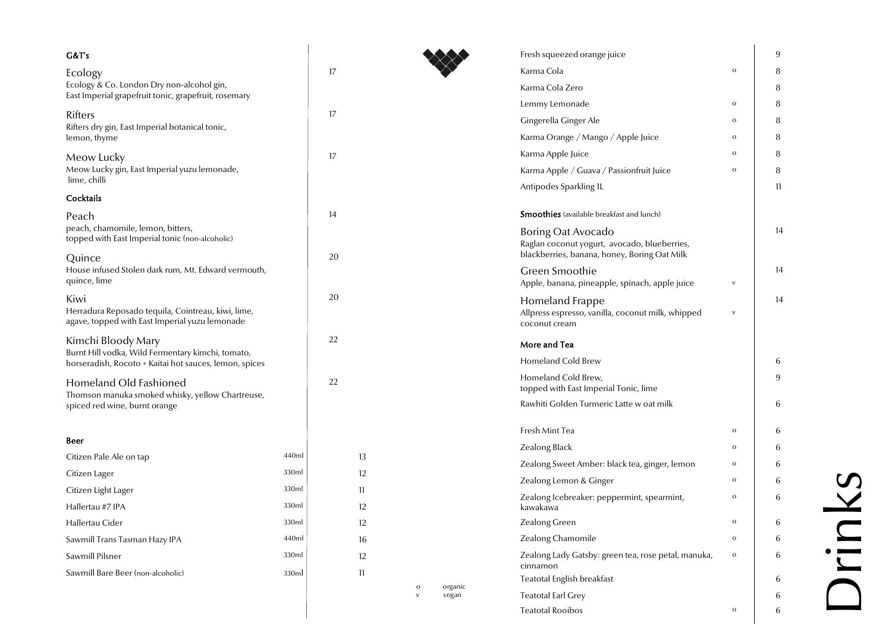# Drinks

## G&T's

**Ecology** — 17
Ecology & Co. London Dry non-alcohol gin, East Imperial grapefruit tonic, grapefruit, rosemary

**Rifters** — 17
Rifters dry gin, East Imperial botanical tonic, lemon, thyme

**Meow Lucky** — 17
Meow Lucky gin, East Imperial yuzu lemonade, lime, chilli

## Cocktails

**Peach** — 14
peach, chamomile, lemon, bitters, topped with East Imperial tonic (non-alcoholic)

**Quince** — 20
House infused Stolen dark rum, Mt. Edward vermouth, quince, lime

**Kiwi** — 20
Herradura Reposado tequila, Cointreau, kiwi, lime, agave, topped with East Imperial yuzu lemonade

**Kimchi Bloody Mary** — 22
Burnt Hill vodka, Wild Fermentary kimchi, tomato, horseradish, Rocoto + Kaitai hot sauces, lemon, spices

**Homeland Old Fashioned** — 22
Thomson manuka smoked whisky, yellow Chartreuse, spiced red wine, burnt orange

## Beer

| Beer | Size | Price |
|---|---|---|
| Citizen Pale Ale on tap | 440ml | 13 |
| Citizen Lager | 330ml | 12 |
| Citizen Light Lager | 330ml | 11 |
| Hallertau #7 IPA | 330ml | 12 |
| Hallertau Cider | 330ml | 12 |
| Sawmill Trans Tasman Hazy IPA | 440ml | 16 |
| Sawmill Pilsner | 330ml | 12 |
| Sawmill Bare Beer (non-alcoholic) | 330ml | 11 |

| Drink | | Price |
|---|---|---|
| Fresh squeezed orange juice | | 9 |
| Karma Cola | o | 8 |
| Karma Cola Zero | | 8 |
| Lemmy Lemonade | o | 8 |
| Gingerella Ginger Ale | o | 8 |
| Karma Orange / Mango / Apple Juice | o | 8 |
| Karma Apple Juice | o | 8 |
| Karma Apple / Guava / Passionfruit Juice | o | 8 |
| Antipodes Sparkling 1L | | 11 |

## Smoothies (available breakfast and lunch)

**Boring Oat Avocado** — 14
Raglan coconut yogurt, avocado, blueberries, blackberries, banana, honey, Boring Oat Milk

**Green Smoothie** (v) — 14
Apple, banana, pineapple, spinach, apple juice

**Homeland Frappe** (v) — 14
Allpress espresso, vanilla, coconut milk, whipped coconut cream

## More and Tea

| Drink | | Price |
|---|---|---|
| Homeland Cold Brew | | 6 |
| Homeland Cold Brew, topped with East Imperial Tonic, lime | | 9 |
| Rawhiti Golden Turmeric Latte w oat milk | | 6 |
| Fresh Mint Tea | o | 6 |
| Zealong Black | o | 6 |
| Zealong Sweet Amber: black tea, ginger, lemon | o | 6 |
| Zealong Lemon & Ginger | o | 6 |
| Zealong Icebreaker: peppermint, spearmint, kawakawa | o | 6 |
| Zealong Green | o | 6 |
| Zealong Chamomile | o | 6 |
| Zealong Lady Gatsby: green tea, rose petal, manuka, cinnamon | o | 6 |
| Teatotal English breakfast | | 6 |
| Teatotal Earl Grey | | 6 |
| Teatotal Rooibos | o | 6 |

o organic
v vegan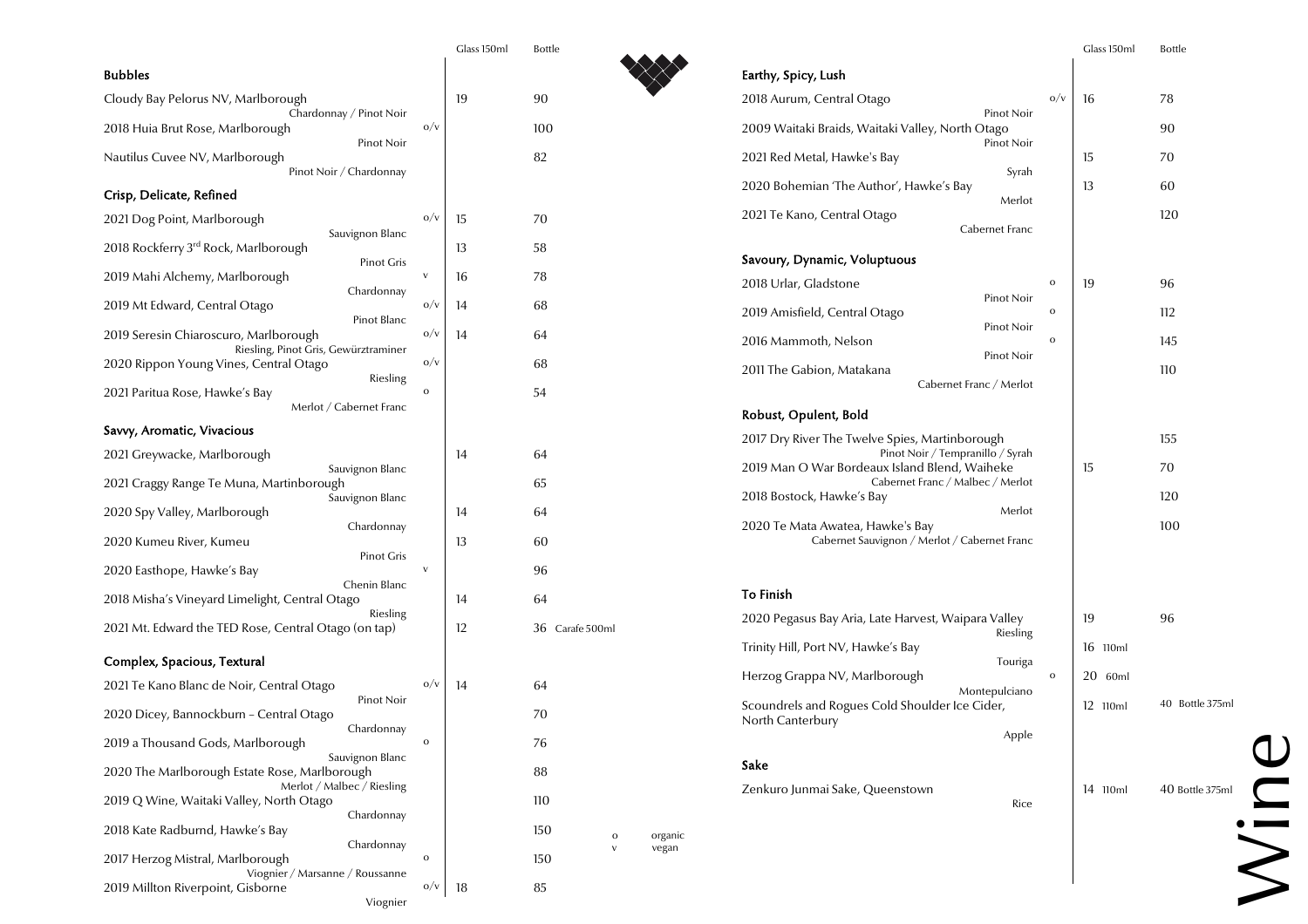# Wine

## Bubbles

| Wine | | Glass 150ml | Bottle |
|---|---|---|---|
| Cloudy Bay Pelorus NV, Marlborough<br>Chardonnay / Pinot Noir | | 19 | 90 |
| 2018 Huia Brut Rose, Marlborough<br>Pinot Noir | o/v | | 100 |
| Nautilus Cuvee NV, Marlborough<br>Pinot Noir / Chardonnay | | | 82 |

## Crisp, Delicate, Refined

| Wine | | Glass 150ml | Bottle |
|---|---|---|---|
| 2021 Dog Point, Marlborough<br>Sauvignon Blanc | o/v | 15 | 70 |
| 2018 Rockferry 3rd Rock, Marlborough<br>Pinot Gris | | 13 | 58 |
| 2019 Mahi Alchemy, Marlborough<br>Chardonnay | v | 16 | 78 |
| 2019 Mt Edward, Central Otago<br>Pinot Blanc | o/v | 14 | 68 |
| 2019 Seresin Chiaroscuro, Marlborough<br>Riesling, Pinot Gris, Gewürztraminer | o/v | 14 | 64 |
| 2020 Rippon Young Vines, Central Otago<br>Riesling | o/v | | 68 |
| 2021 Paritua Rose, Hawke's Bay<br>Merlot / Cabernet Franc | o | | 54 |

## Savvy, Aromatic, Vivacious

| Wine | | Glass 150ml | Bottle |
|---|---|---|---|
| 2021 Greywacke, Marlborough<br>Sauvignon Blanc | | 14 | 64 |
| 2021 Craggy Range Te Muna, Martinborough<br>Sauvignon Blanc | | | 65 |
| 2020 Spy Valley, Marlborough<br>Chardonnay | | 14 | 64 |
| 2020 Kumeu River, Kumeu<br>Pinot Gris | | 13 | 60 |
| 2020 Easthope, Hawke's Bay<br>Chenin Blanc | v | | 96 |
| 2018 Misha's Vineyard Limelight, Central Otago<br>Riesling | | 14 | 64 |
| 2021 Mt. Edward the TED Rose, Central Otago (on tap) | | 12 | 36 Carafe 500ml |

## Complex, Spacious, Textural

| Wine | | Glass 150ml | Bottle |
|---|---|---|---|
| 2021 Te Kano Blanc de Noir, Central Otago<br>Pinot Noir | o/v | 14 | 64 |
| 2020 Dicey, Bannockburn – Central Otago<br>Chardonnay | | | 70 |
| 2019 a Thousand Gods, Marlborough<br>Sauvignon Blanc | o | | 76 |
| 2020 The Marlborough Estate Rose, Marlborough<br>Merlot / Malbec / Riesling | | | 88 |
| 2019 Q Wine, Waitaki Valley, North Otago<br>Chardonnay | | | 110 |
| 2018 Kate Radburnd, Hawke's Bay<br>Chardonnay | | | 150 |
| 2017 Herzog Mistral, Marlborough<br>Viognier / Marsanne / Roussanne | o | | 150 |
| 2019 Millton Riverpoint, Gisborne<br>Viognier | o/v | 18 | 85 |

o organic
v vegan

## Earthy, Spicy, Lush

| Wine | | Glass 150ml | Bottle |
|---|---|---|---|
| 2018 Aurum, Central Otago<br>Pinot Noir | o/v | 16 | 78 |
| 2009 Waitaki Braids, Waitaki Valley, North Otago<br>Pinot Noir | | | 90 |
| 2021 Red Metal, Hawke's Bay<br>Syrah | | 15 | 70 |
| 2020 Bohemian 'The Author', Hawke's Bay<br>Merlot | | 13 | 60 |
| 2021 Te Kano, Central Otago<br>Cabernet Franc | | | 120 |

## Savoury, Dynamic, Voluptuous

| Wine | | Glass 150ml | Bottle |
|---|---|---|---|
| 2018 Urlar, Gladstone<br>Pinot Noir | o | 19 | 96 |
| 2019 Amisfield, Central Otago<br>Pinot Noir | o | | 112 |
| 2016 Mammoth, Nelson<br>Pinot Noir | o | | 145 |
| 2011 The Gabion, Matakana<br>Cabernet Franc / Merlot | | | 110 |

## Robust, Opulent, Bold

| Wine | | Glass 150ml | Bottle |
|---|---|---|---|
| 2017 Dry River The Twelve Spies, Martinborough<br>Pinot Noir / Tempranillo / Syrah | | | 155 |
| 2019 Man O War Bordeaux Island Blend, Waiheke<br>Cabernet Franc / Malbec / Merlot | | 15 | 70 |
| 2018 Bostock, Hawke's Bay<br>Merlot | | | 120 |
| 2020 Te Mata Awatea, Hawke's Bay<br>Cabernet Sauvignon / Merlot / Cabernet Franc | | | 100 |

## To Finish

| Wine | | Glass 150ml | Bottle |
|---|---|---|---|
| 2020 Pegasus Bay Aria, Late Harvest, Waipara Valley<br>Riesling | | 19 | 96 |
| Trinity Hill, Port NV, Hawke's Bay<br>Touriga | | 16 110ml | |
| Herzog Grappa NV, Marlborough<br>Montepulciano | o | 20 60ml | |
| Scoundrels and Rogues Cold Shoulder Ice Cider, North Canterbury<br>Apple | | 12 110ml | 40 Bottle 375ml |

## Sake

| Wine | | Glass 150ml | Bottle |
|---|---|---|---|
| Zenkuro Junmai Sake, Queenstown<br>Rice | | 14 110ml | 40 Bottle 375ml |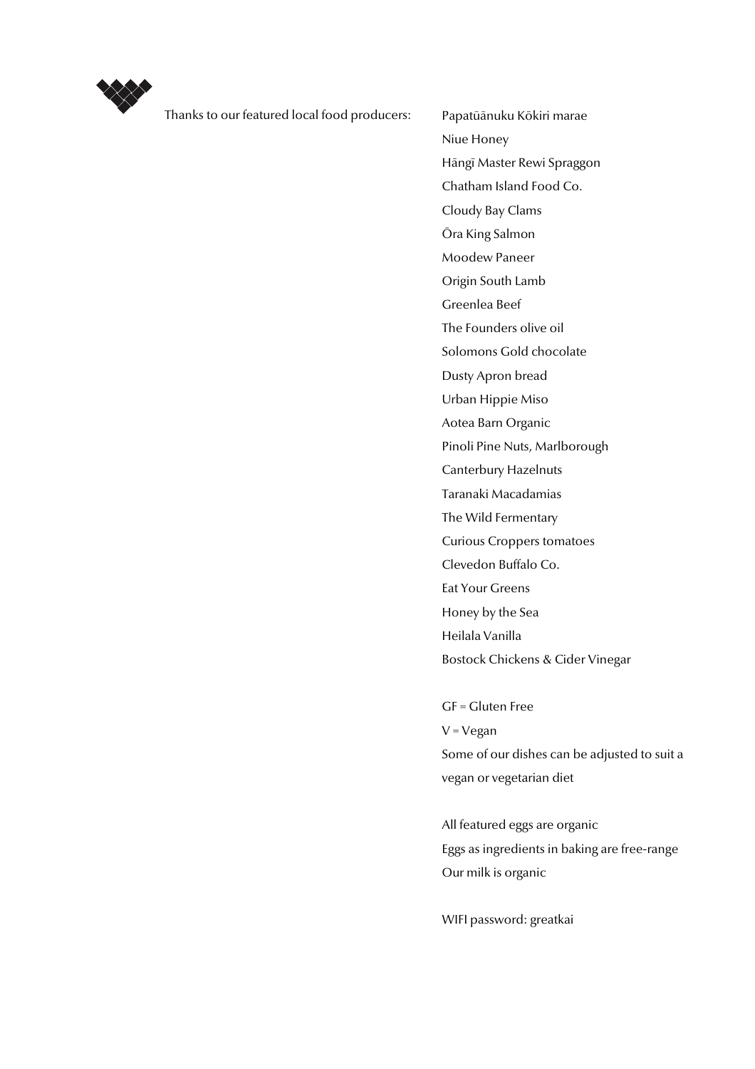Thanks to our featured local food producers:

Papatūānuku Kōkiri marae
Niue Honey
Hāngī Master Rewi Spraggon
Chatham Island Food Co.
Cloudy Bay Clams
Ōra King Salmon
Moodew Paneer
Origin South Lamb
Greenlea Beef
The Founders olive oil
Solomons Gold chocolate
Dusty Apron bread
Urban Hippie Miso
Aotea Barn Organic
Pinoli Pine Nuts, Marlborough
Canterbury Hazelnuts
Taranaki Macadamias
The Wild Fermentary
Curious Croppers tomatoes
Clevedon Buffalo Co.
Eat Your Greens
Honey by the Sea
Heilala Vanilla
Bostock Chickens & Cider Vinegar

GF = Gluten Free
V = Vegan
Some of our dishes can be adjusted to suit a vegan or vegetarian diet

All featured eggs are organic
Eggs as ingredients in baking are free-range
Our milk is organic

WIFI password: greatkai